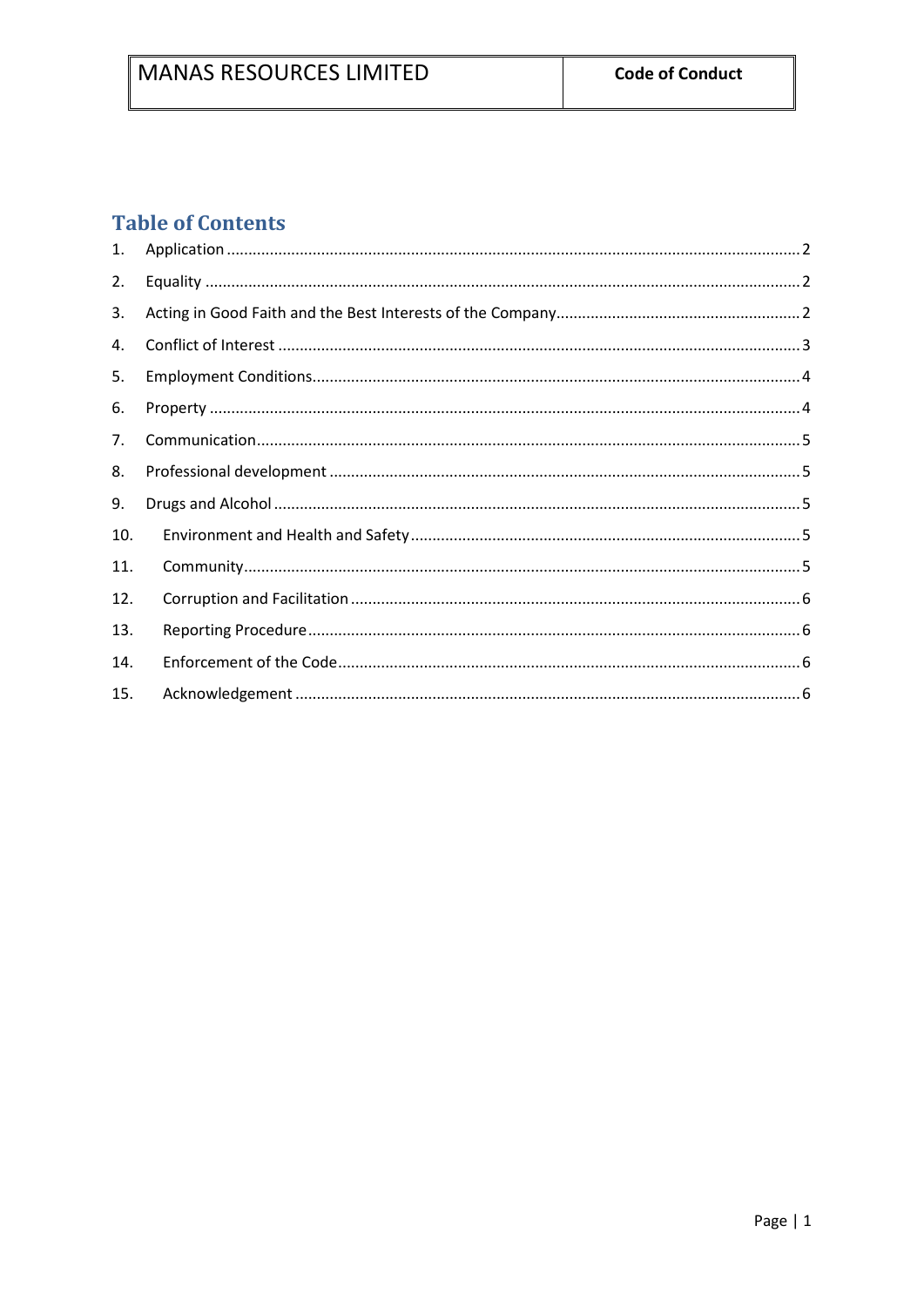## Table of Contents

1. Application ........ 2
2. Equality ........ 2
3. Acting in Good Faith and the Best Interests of the Company ........ 2
4. Conflict of Interest ........ 3
5. Employment Conditions ........ 4
6. Property ........ 4
7. Communication ........ 5
8. Professional development ........ 5
9. Drugs and Alcohol ........ 5
10. Environment and Health and Safety ........ 5
11. Community ........ 5
12. Corruption and Facilitation ........ 6
13. Reporting Procedure ........ 6
14. Enforcement of the Code ........ 6
15. Acknowledgement ........ 6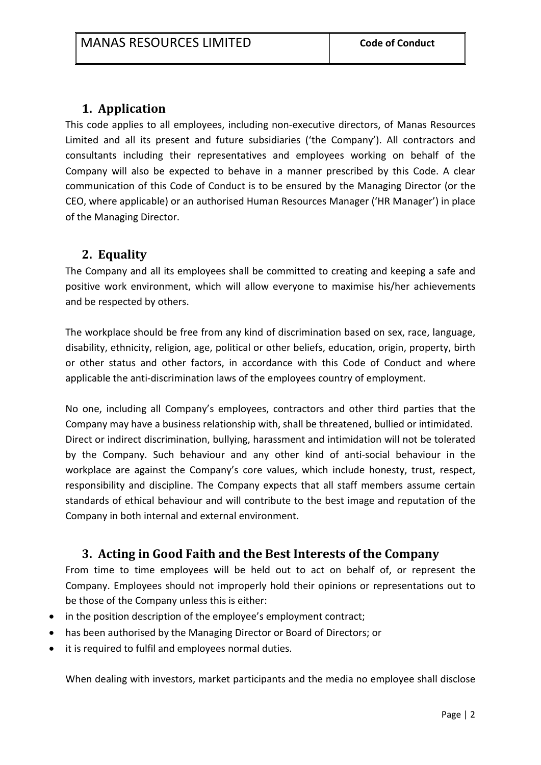## 1. Application

This code applies to all employees, including non-executive directors, of Manas Resources Limited and all its present and future subsidiaries ('the Company'). All contractors and consultants including their representatives and employees working on behalf of the Company will also be expected to behave in a manner prescribed by this Code. A clear communication of this Code of Conduct is to be ensured by the Managing Director (or the CEO, where applicable) or an authorised Human Resources Manager ('HR Manager') in place of the Managing Director.

## 2. Equality

The Company and all its employees shall be committed to creating and keeping a safe and positive work environment, which will allow everyone to maximise his/her achievements and be respected by others.

The workplace should be free from any kind of discrimination based on sex, race, language, disability, ethnicity, religion, age, political or other beliefs, education, origin, property, birth or other status and other factors, in accordance with this Code of Conduct and where applicable the anti-discrimination laws of the employees country of employment.

No one, including all Company's employees, contractors and other third parties that the Company may have a business relationship with, shall be threatened, bullied or intimidated. Direct or indirect discrimination, bullying, harassment and intimidation will not be tolerated by the Company. Such behaviour and any other kind of anti-social behaviour in the workplace are against the Company's core values, which include honesty, trust, respect, responsibility and discipline. The Company expects that all staff members assume certain standards of ethical behaviour and will contribute to the best image and reputation of the Company in both internal and external environment.

## 3. Acting in Good Faith and the Best Interests of the Company

From time to time employees will be held out to act on behalf of, or represent the Company. Employees should not improperly hold their opinions or representations out to be those of the Company unless this is either:

- in the position description of the employee's employment contract;
- has been authorised by the Managing Director or Board of Directors; or
- it is required to fulfil and employees normal duties.

When dealing with investors, market participants and the media no employee shall disclose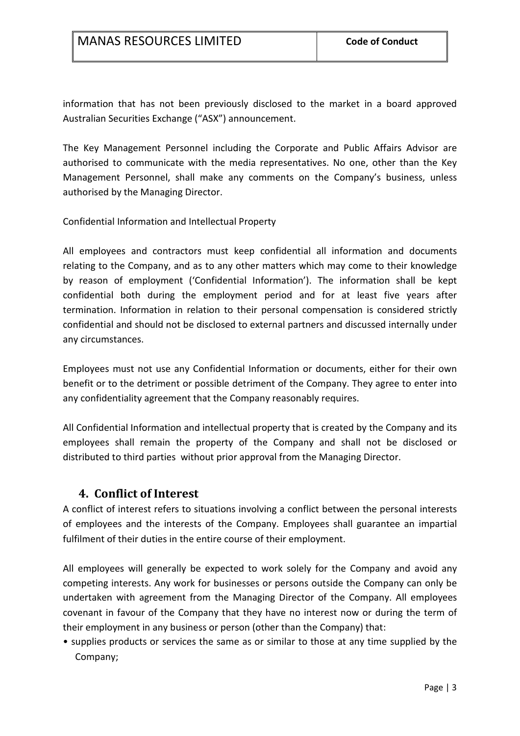information that has not been previously disclosed to the market in a board approved Australian Securities Exchange ("ASX") announcement.

The Key Management Personnel including the Corporate and Public Affairs Advisor are authorised to communicate with the media representatives. No one, other than the Key Management Personnel, shall make any comments on the Company's business, unless authorised by the Managing Director.

Confidential Information and Intellectual Property

All employees and contractors must keep confidential all information and documents relating to the Company, and as to any other matters which may come to their knowledge by reason of employment ('Confidential Information'). The information shall be kept confidential both during the employment period and for at least five years after termination. Information in relation to their personal compensation is considered strictly confidential and should not be disclosed to external partners and discussed internally under any circumstances.

Employees must not use any Confidential Information or documents, either for their own benefit or to the detriment or possible detriment of the Company. They agree to enter into any confidentiality agreement that the Company reasonably requires.

All Confidential Information and intellectual property that is created by the Company and its employees shall remain the property of the Company and shall not be disclosed or distributed to third parties without prior approval from the Managing Director.

## 4. Conflict of Interest

A conflict of interest refers to situations involving a conflict between the personal interests of employees and the interests of the Company. Employees shall guarantee an impartial fulfilment of their duties in the entire course of their employment.

All employees will generally be expected to work solely for the Company and avoid any competing interests. Any work for businesses or persons outside the Company can only be undertaken with agreement from the Managing Director of the Company. All employees covenant in favour of the Company that they have no interest now or during the term of their employment in any business or person (other than the Company) that:

- supplies products or services the same as or similar to those at any time supplied by the Company;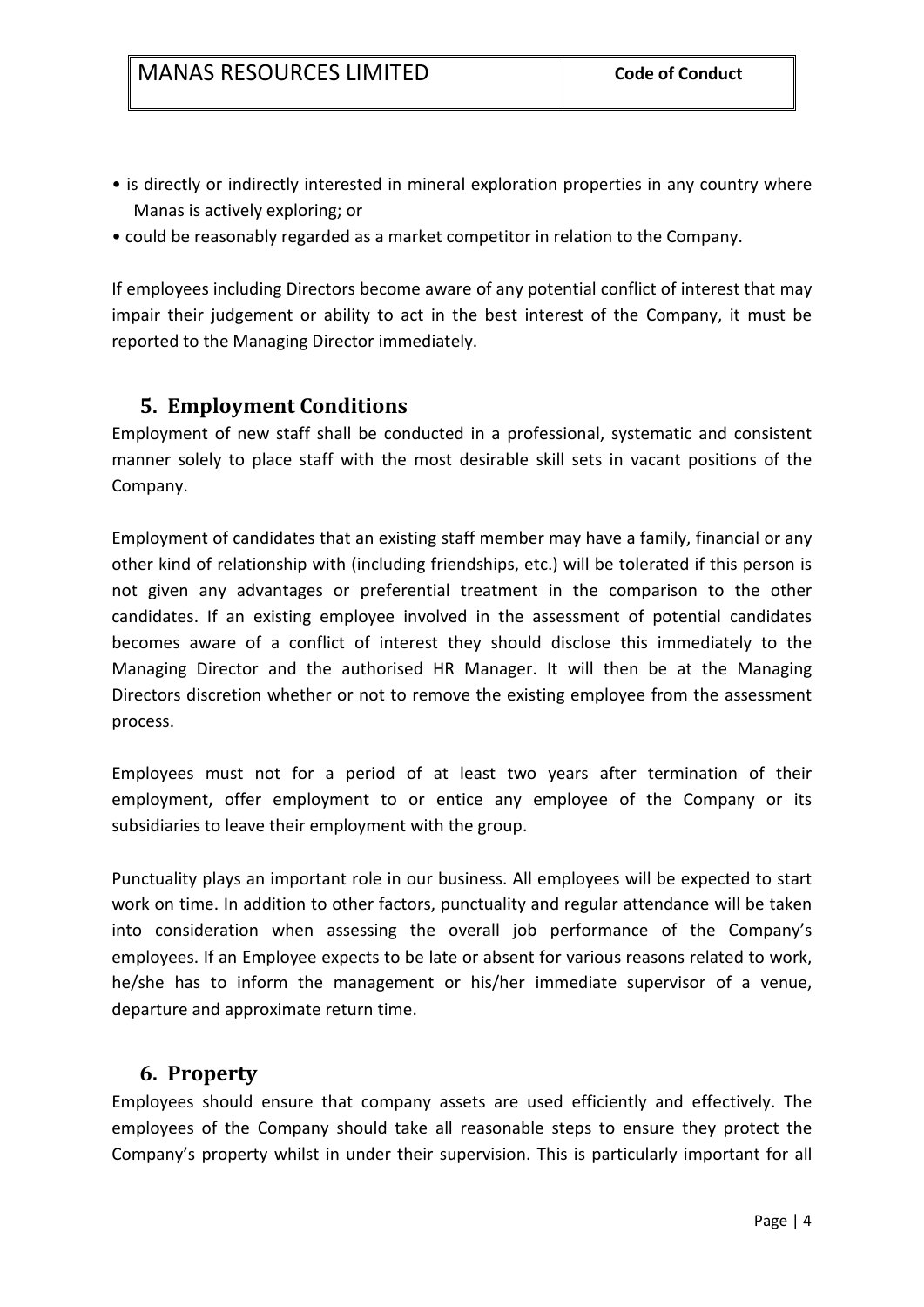- is directly or indirectly interested in mineral exploration properties in any country where Manas is actively exploring; or
- could be reasonably regarded as a market competitor in relation to the Company.

If employees including Directors become aware of any potential conflict of interest that may impair their judgement or ability to act in the best interest of the Company, it must be reported to the Managing Director immediately.

## 5. Employment Conditions

Employment of new staff shall be conducted in a professional, systematic and consistent manner solely to place staff with the most desirable skill sets in vacant positions of the Company.

Employment of candidates that an existing staff member may have a family, financial or any other kind of relationship with (including friendships, etc.) will be tolerated if this person is not given any advantages or preferential treatment in the comparison to the other candidates. If an existing employee involved in the assessment of potential candidates becomes aware of a conflict of interest they should disclose this immediately to the Managing Director and the authorised HR Manager. It will then be at the Managing Directors discretion whether or not to remove the existing employee from the assessment process.

Employees must not for a period of at least two years after termination of their employment, offer employment to or entice any employee of the Company or its subsidiaries to leave their employment with the group.

Punctuality plays an important role in our business. All employees will be expected to start work on time. In addition to other factors, punctuality and regular attendance will be taken into consideration when assessing the overall job performance of the Company's employees. If an Employee expects to be late or absent for various reasons related to work, he/she has to inform the management or his/her immediate supervisor of a venue, departure and approximate return time.

## 6. Property

Employees should ensure that company assets are used efficiently and effectively. The employees of the Company should take all reasonable steps to ensure they protect the Company's property whilst in under their supervision. This is particularly important for all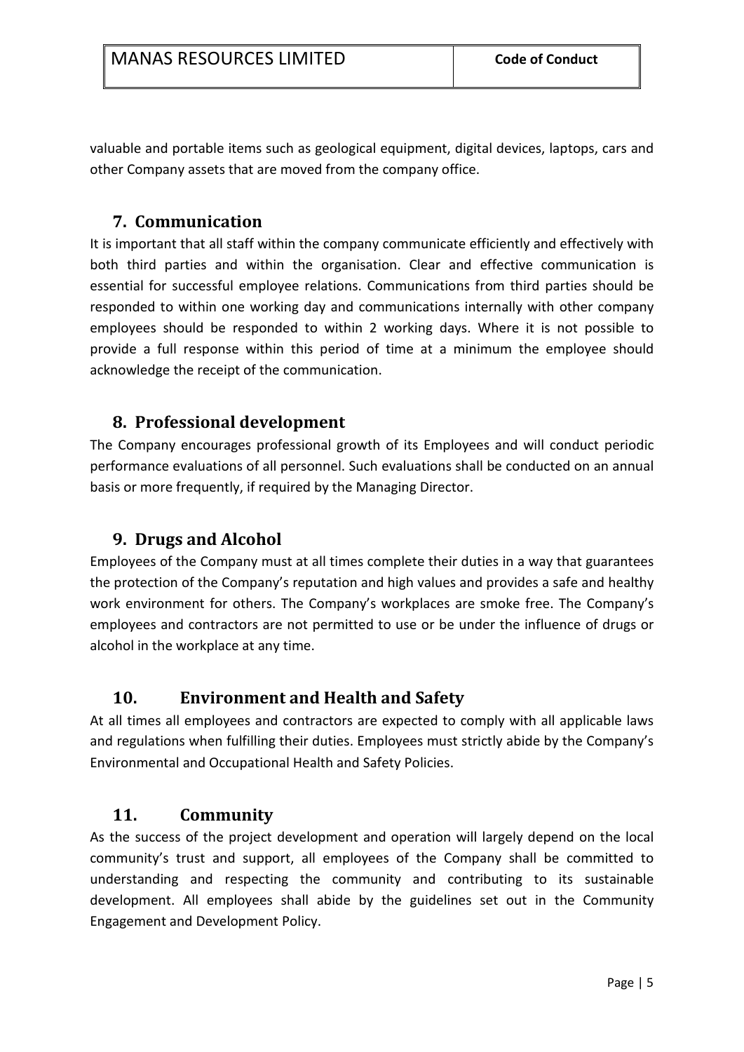valuable and portable items such as geological equipment, digital devices, laptops, cars and other Company assets that are moved from the company office.

## 7. Communication

It is important that all staff within the company communicate efficiently and effectively with both third parties and within the organisation. Clear and effective communication is essential for successful employee relations. Communications from third parties should be responded to within one working day and communications internally with other company employees should be responded to within 2 working days. Where it is not possible to provide a full response within this period of time at a minimum the employee should acknowledge the receipt of the communication.

## 8. Professional development

The Company encourages professional growth of its Employees and will conduct periodic performance evaluations of all personnel. Such evaluations shall be conducted on an annual basis or more frequently, if required by the Managing Director.

## 9. Drugs and Alcohol

Employees of the Company must at all times complete their duties in a way that guarantees the protection of the Company's reputation and high values and provides a safe and healthy work environment for others. The Company's workplaces are smoke free. The Company's employees and contractors are not permitted to use or be under the influence of drugs or alcohol in the workplace at any time.

## 10. Environment and Health and Safety

At all times all employees and contractors are expected to comply with all applicable laws and regulations when fulfilling their duties. Employees must strictly abide by the Company's Environmental and Occupational Health and Safety Policies.

## 11. Community

As the success of the project development and operation will largely depend on the local community's trust and support, all employees of the Company shall be committed to understanding and respecting the community and contributing to its sustainable development. All employees shall abide by the guidelines set out in the Community Engagement and Development Policy.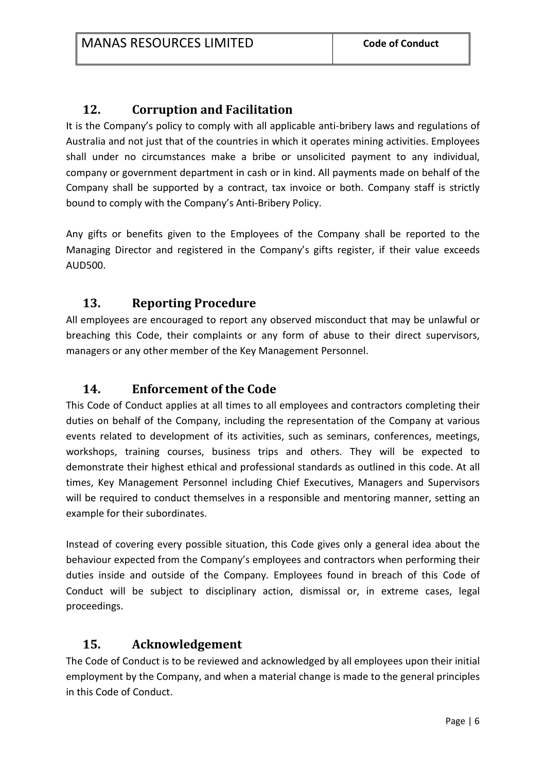## 12. Corruption and Facilitation

It is the Company's policy to comply with all applicable anti-bribery laws and regulations of Australia and not just that of the countries in which it operates mining activities. Employees shall under no circumstances make a bribe or unsolicited payment to any individual, company or government department in cash or in kind. All payments made on behalf of the Company shall be supported by a contract, tax invoice or both. Company staff is strictly bound to comply with the Company's Anti-Bribery Policy.

Any gifts or benefits given to the Employees of the Company shall be reported to the Managing Director and registered in the Company's gifts register, if their value exceeds AUD500.

## 13. Reporting Procedure

All employees are encouraged to report any observed misconduct that may be unlawful or breaching this Code, their complaints or any form of abuse to their direct supervisors, managers or any other member of the Key Management Personnel.

## 14. Enforcement of the Code

This Code of Conduct applies at all times to all employees and contractors completing their duties on behalf of the Company, including the representation of the Company at various events related to development of its activities, such as seminars, conferences, meetings, workshops, training courses, business trips and others. They will be expected to demonstrate their highest ethical and professional standards as outlined in this code. At all times, Key Management Personnel including Chief Executives, Managers and Supervisors will be required to conduct themselves in a responsible and mentoring manner, setting an example for their subordinates.

Instead of covering every possible situation, this Code gives only a general idea about the behaviour expected from the Company's employees and contractors when performing their duties inside and outside of the Company. Employees found in breach of this Code of Conduct will be subject to disciplinary action, dismissal or, in extreme cases, legal proceedings.

## 15. Acknowledgement

The Code of Conduct is to be reviewed and acknowledged by all employees upon their initial employment by the Company, and when a material change is made to the general principles in this Code of Conduct.